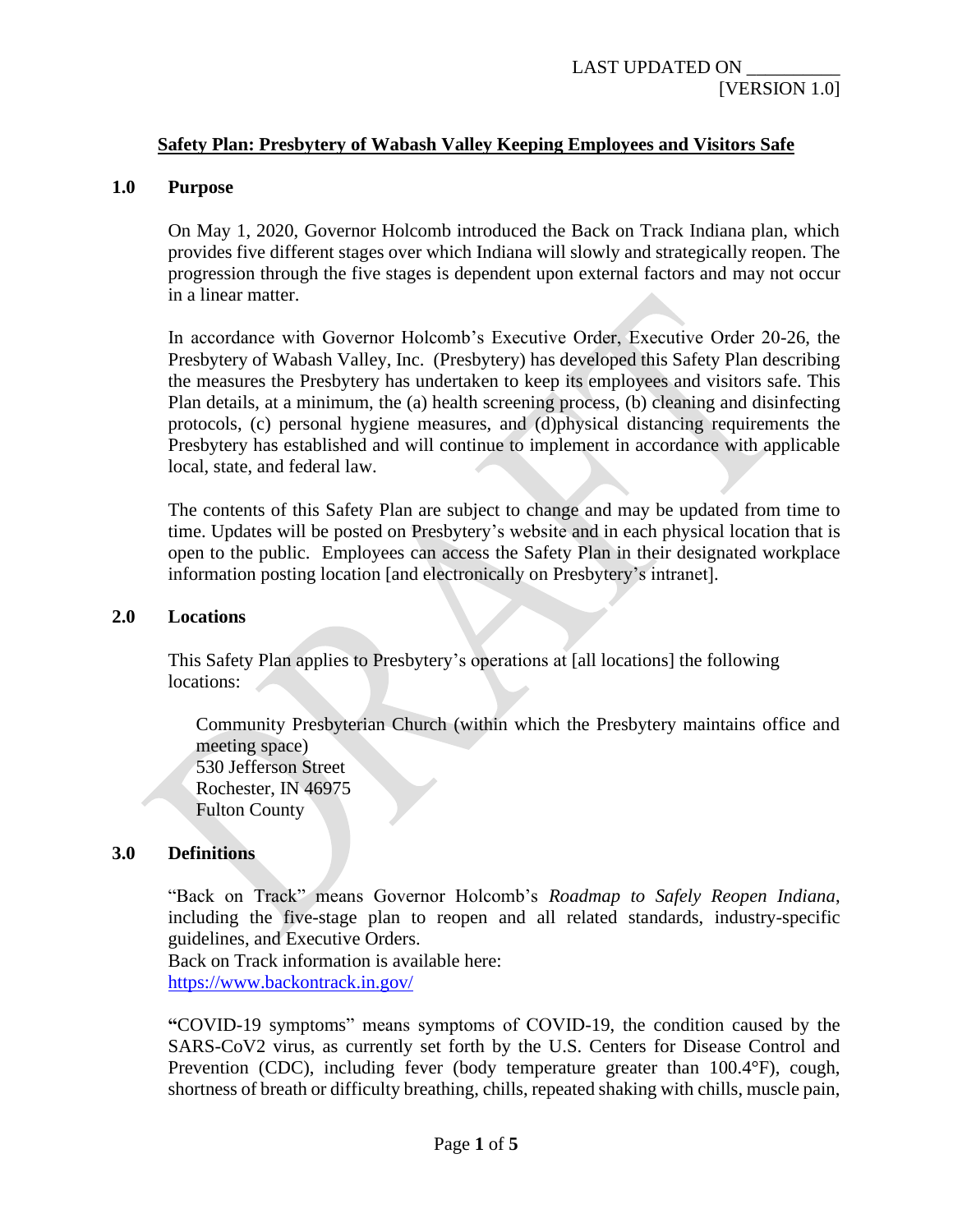LAST UPDATED ON __________
[VERSION 1.0]

# Safety Plan: Presbytery of Wabash Valley Keeping Employees and Visitors Safe

## 1.0 Purpose

On May 1, 2020, Governor Holcomb introduced the Back on Track Indiana plan, which provides five different stages over which Indiana will slowly and strategically reopen. The progression through the five stages is dependent upon external factors and may not occur in a linear matter.

In accordance with Governor Holcomb's Executive Order, Executive Order 20-26, the Presbytery of Wabash Valley, Inc. (Presbytery) has developed this Safety Plan describing the measures the Presbytery has undertaken to keep its employees and visitors safe. This Plan details, at a minimum, the (a) health screening process, (b) cleaning and disinfecting protocols, (c) personal hygiene measures, and (d)physical distancing requirements the Presbytery has established and will continue to implement in accordance with applicable local, state, and federal law.

The contents of this Safety Plan are subject to change and may be updated from time to time. Updates will be posted on Presbytery's website and in each physical location that is open to the public. Employees can access the Safety Plan in their designated workplace information posting location [and electronically on Presbytery's intranet].

## 2.0 Locations

This Safety Plan applies to Presbytery's operations at [all locations] the following locations:

Community Presbyterian Church (within which the Presbytery maintains office and meeting space)
530 Jefferson Street
Rochester, IN 46975
Fulton County

## 3.0 Definitions

"Back on Track" means Governor Holcomb's *Roadmap to Safely Reopen Indiana*, including the five-stage plan to reopen and all related standards, industry-specific guidelines, and Executive Orders.
Back on Track information is available here:
https://www.backontrack.in.gov/

**"**COVID-19 symptoms" means symptoms of COVID-19, the condition caused by the SARS-CoV2 virus, as currently set forth by the U.S. Centers for Disease Control and Prevention (CDC), including fever (body temperature greater than 100.4°F), cough, shortness of breath or difficulty breathing, chills, repeated shaking with chills, muscle pain,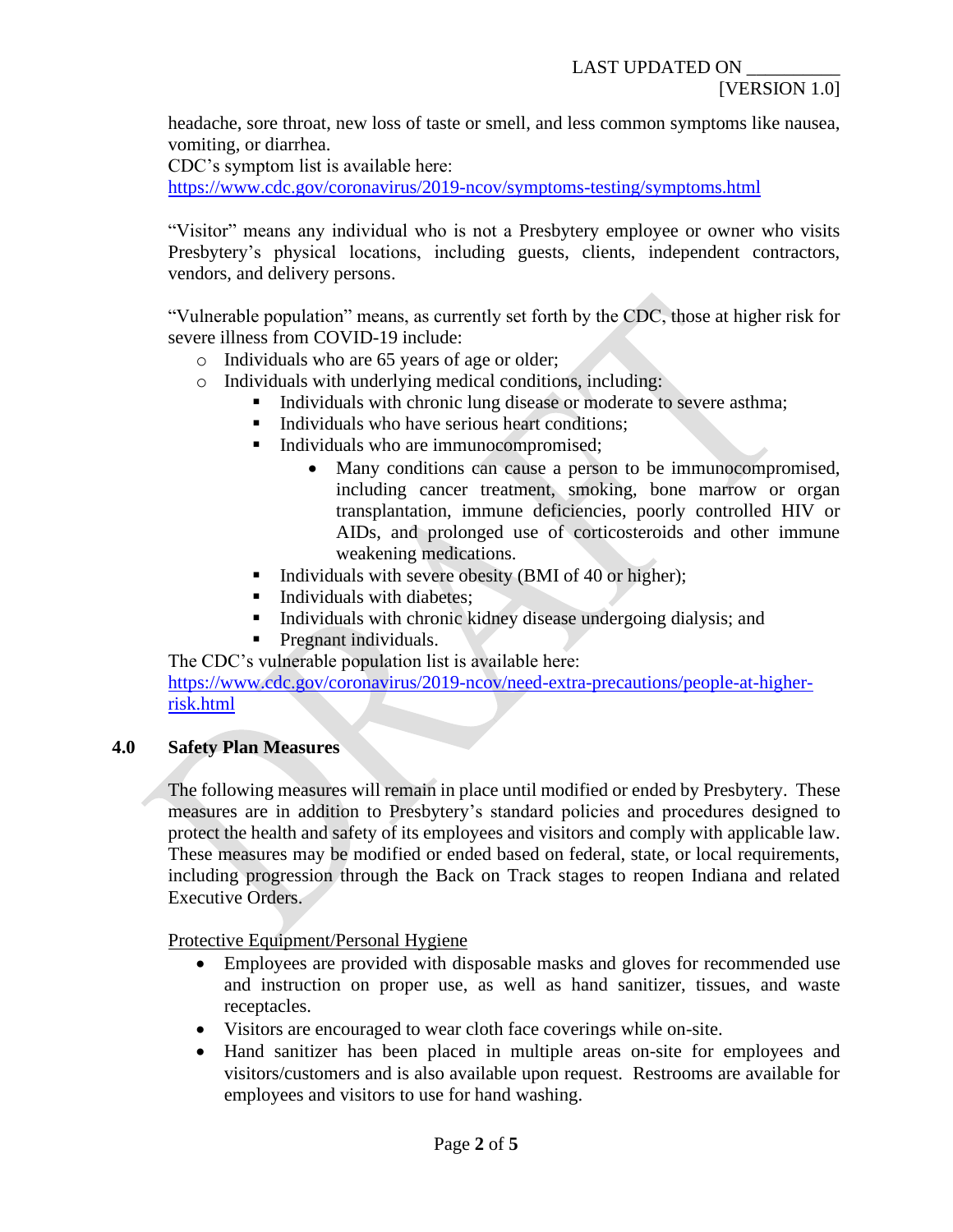headache, sore throat, new loss of taste or smell, and less common symptoms like nausea, vomiting, or diarrhea.
CDC's symptom list is available here:
https://www.cdc.gov/coronavirus/2019-ncov/symptoms-testing/symptoms.html

"Visitor" means any individual who is not a Presbytery employee or owner who visits Presbytery's physical locations, including guests, clients, independent contractors, vendors, and delivery persons.

"Vulnerable population" means, as currently set forth by the CDC, those at higher risk for severe illness from COVID-19 include:

- Individuals who are 65 years of age or older;
- Individuals with underlying medical conditions, including:
  - Individuals with chronic lung disease or moderate to severe asthma;
  - Individuals who have serious heart conditions;
  - Individuals who are immunocompromised;
    - Many conditions can cause a person to be immunocompromised, including cancer treatment, smoking, bone marrow or organ transplantation, immune deficiencies, poorly controlled HIV or AIDs, and prolonged use of corticosteroids and other immune weakening medications.
  - Individuals with severe obesity (BMI of 40 or higher);
  - Individuals with diabetes;
  - Individuals with chronic kidney disease undergoing dialysis; and
  - Pregnant individuals.

The CDC's vulnerable population list is available here:
https://www.cdc.gov/coronavirus/2019-ncov/need-extra-precautions/people-at-higher-risk.html

## 4.0 Safety Plan Measures

The following measures will remain in place until modified or ended by Presbytery. These measures are in addition to Presbytery's standard policies and procedures designed to protect the health and safety of its employees and visitors and comply with applicable law. These measures may be modified or ended based on federal, state, or local requirements, including progression through the Back on Track stages to reopen Indiana and related Executive Orders.

Protective Equipment/Personal Hygiene

- Employees are provided with disposable masks and gloves for recommended use and instruction on proper use, as well as hand sanitizer, tissues, and waste receptacles.
- Visitors are encouraged to wear cloth face coverings while on-site.
- Hand sanitizer has been placed in multiple areas on-site for employees and visitors/customers and is also available upon request. Restrooms are available for employees and visitors to use for hand washing.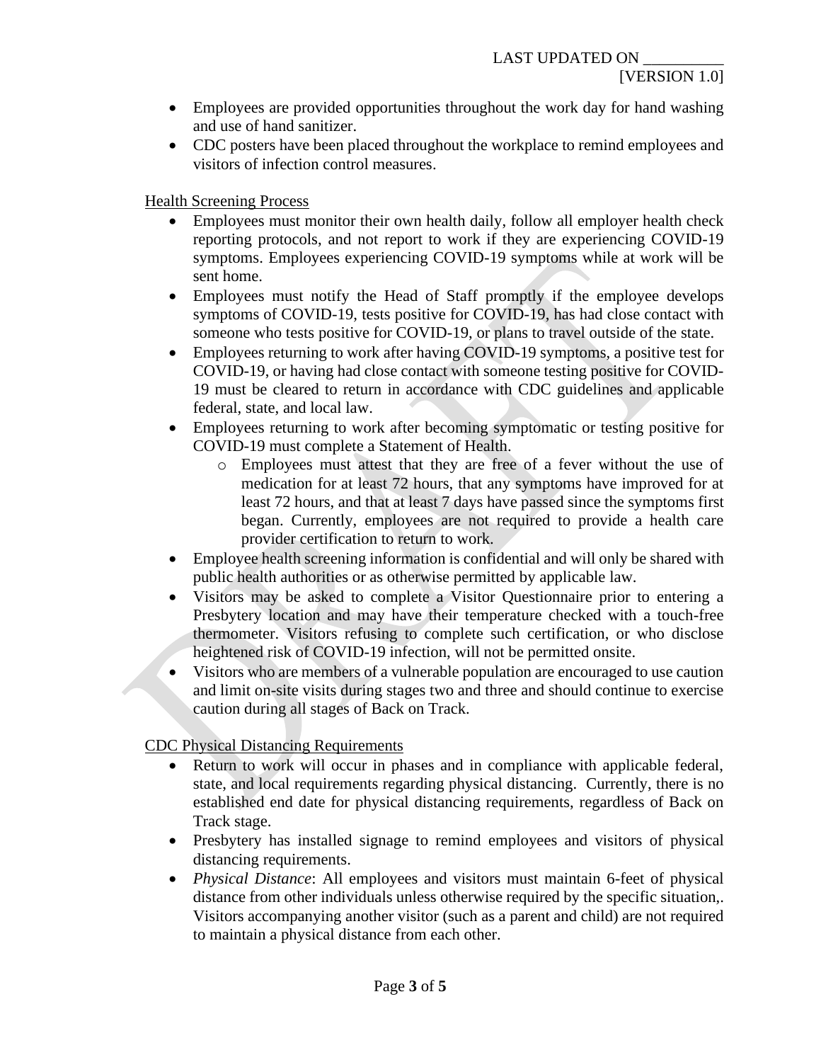- Employees are provided opportunities throughout the work day for hand washing and use of hand sanitizer.
- CDC posters have been placed throughout the workplace to remind employees and visitors of infection control measures.

Health Screening Process

- Employees must monitor their own health daily, follow all employer health check reporting protocols, and not report to work if they are experiencing COVID-19 symptoms. Employees experiencing COVID-19 symptoms while at work will be sent home.
- Employees must notify the Head of Staff promptly if the employee develops symptoms of COVID-19, tests positive for COVID-19, has had close contact with someone who tests positive for COVID-19, or plans to travel outside of the state.
- Employees returning to work after having COVID-19 symptoms, a positive test for COVID-19, or having had close contact with someone testing positive for COVID-19 must be cleared to return in accordance with CDC guidelines and applicable federal, state, and local law.
- Employees returning to work after becoming symptomatic or testing positive for COVID-19 must complete a Statement of Health.
    - Employees must attest that they are free of a fever without the use of medication for at least 72 hours, that any symptoms have improved for at least 72 hours, and that at least 7 days have passed since the symptoms first began. Currently, employees are not required to provide a health care provider certification to return to work.
- Employee health screening information is confidential and will only be shared with public health authorities or as otherwise permitted by applicable law.
- Visitors may be asked to complete a Visitor Questionnaire prior to entering a Presbytery location and may have their temperature checked with a touch-free thermometer. Visitors refusing to complete such certification, or who disclose heightened risk of COVID-19 infection, will not be permitted onsite.
- Visitors who are members of a vulnerable population are encouraged to use caution and limit on-site visits during stages two and three and should continue to exercise caution during all stages of Back on Track.

CDC Physical Distancing Requirements

- Return to work will occur in phases and in compliance with applicable federal, state, and local requirements regarding physical distancing. Currently, there is no established end date for physical distancing requirements, regardless of Back on Track stage.
- Presbytery has installed signage to remind employees and visitors of physical distancing requirements.
- *Physical Distance*: All employees and visitors must maintain 6-feet of physical distance from other individuals unless otherwise required by the specific situation,. Visitors accompanying another visitor (such as a parent and child) are not required to maintain a physical distance from each other.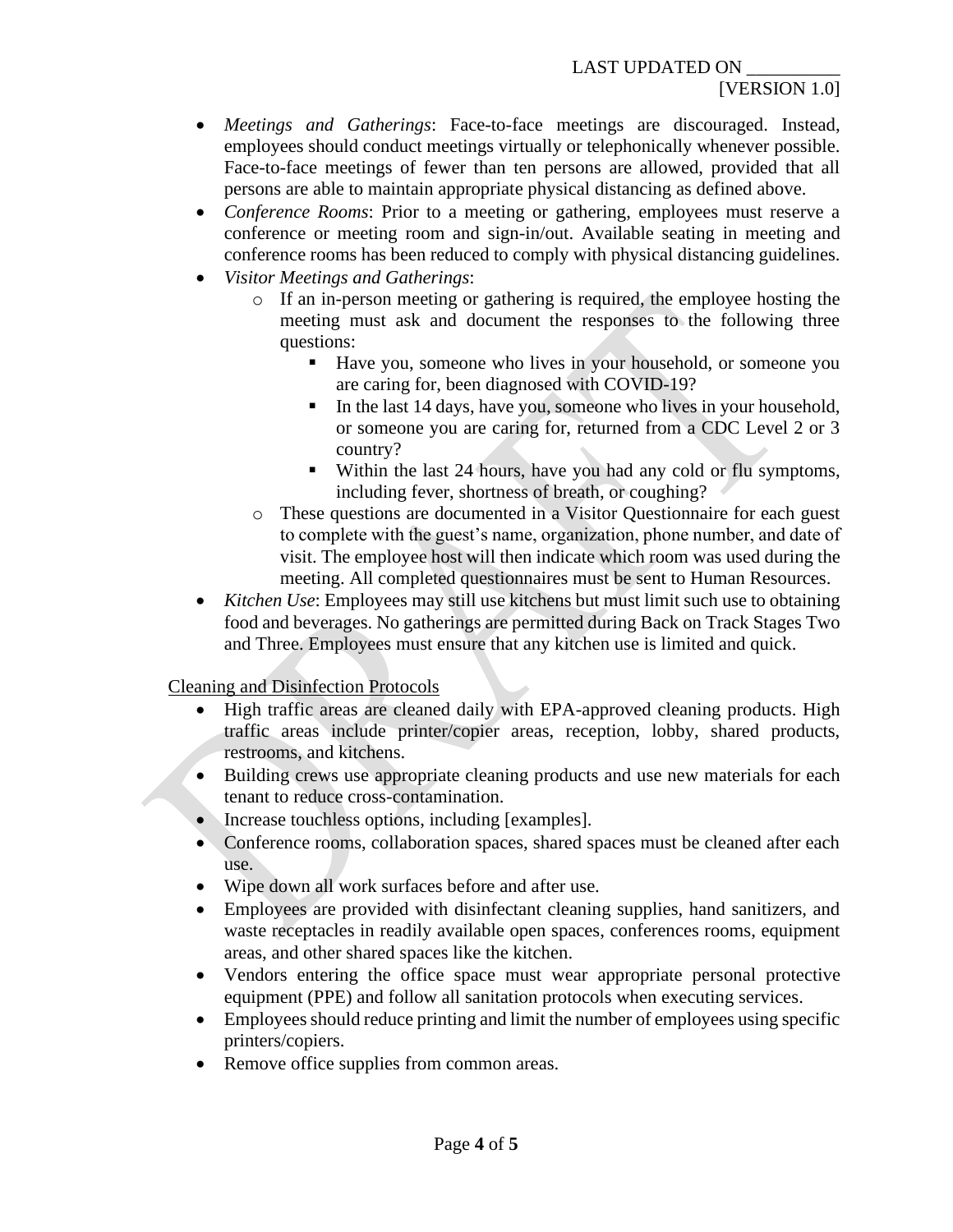- *Meetings and Gatherings*: Face-to-face meetings are discouraged. Instead, employees should conduct meetings virtually or telephonically whenever possible. Face-to-face meetings of fewer than ten persons are allowed, provided that all persons are able to maintain appropriate physical distancing as defined above.
- *Conference Rooms*: Prior to a meeting or gathering, employees must reserve a conference or meeting room and sign-in/out. Available seating in meeting and conference rooms has been reduced to comply with physical distancing guidelines.
- *Visitor Meetings and Gatherings*:
    - If an in-person meeting or gathering is required, the employee hosting the meeting must ask and document the responses to the following three questions:
        - Have you, someone who lives in your household, or someone you are caring for, been diagnosed with COVID-19?
        - In the last 14 days, have you, someone who lives in your household, or someone you are caring for, returned from a CDC Level 2 or 3 country?
        - Within the last 24 hours, have you had any cold or flu symptoms, including fever, shortness of breath, or coughing?
    - These questions are documented in a Visitor Questionnaire for each guest to complete with the guest's name, organization, phone number, and date of visit. The employee host will then indicate which room was used during the meeting. All completed questionnaires must be sent to Human Resources.
- *Kitchen Use*: Employees may still use kitchens but must limit such use to obtaining food and beverages. No gatherings are permitted during Back on Track Stages Two and Three. Employees must ensure that any kitchen use is limited and quick.

<u>Cleaning and Disinfection Protocols</u>

- High traffic areas are cleaned daily with EPA-approved cleaning products. High traffic areas include printer/copier areas, reception, lobby, shared products, restrooms, and kitchens.
- Building crews use appropriate cleaning products and use new materials for each tenant to reduce cross-contamination.
- Increase touchless options, including [examples].
- Conference rooms, collaboration spaces, shared spaces must be cleaned after each use.
- Wipe down all work surfaces before and after use.
- Employees are provided with disinfectant cleaning supplies, hand sanitizers, and waste receptacles in readily available open spaces, conferences rooms, equipment areas, and other shared spaces like the kitchen.
- Vendors entering the office space must wear appropriate personal protective equipment (PPE) and follow all sanitation protocols when executing services.
- Employees should reduce printing and limit the number of employees using specific printers/copiers.
- Remove office supplies from common areas.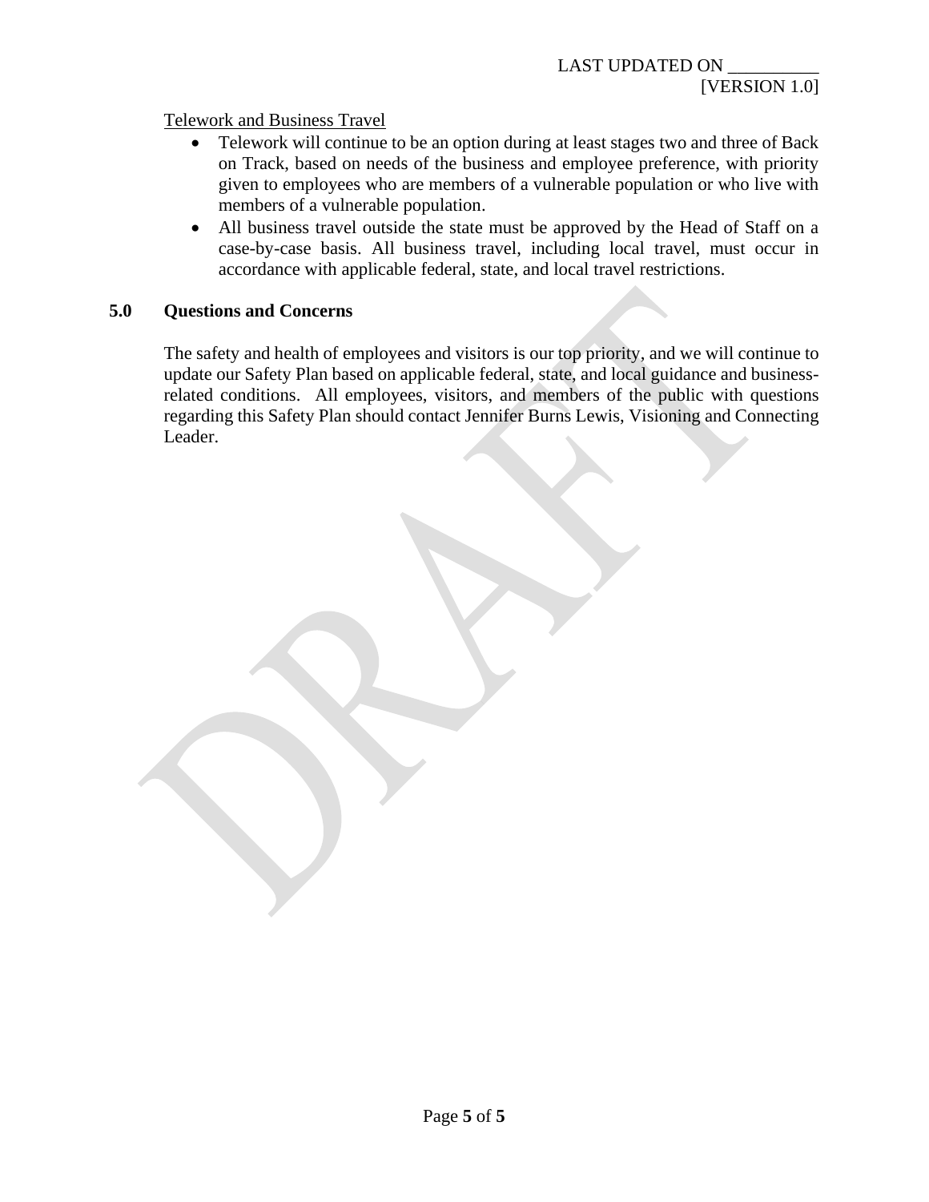Telework and Business Travel

- Telework will continue to be an option during at least stages two and three of Back on Track, based on needs of the business and employee preference, with priority given to employees who are members of a vulnerable population or who live with members of a vulnerable population.
- All business travel outside the state must be approved by the Head of Staff on a case-by-case basis. All business travel, including local travel, must occur in accordance with applicable federal, state, and local travel restrictions.

## 5.0 Questions and Concerns

The safety and health of employees and visitors is our top priority, and we will continue to update our Safety Plan based on applicable federal, state, and local guidance and business-related conditions. All employees, visitors, and members of the public with questions regarding this Safety Plan should contact Jennifer Burns Lewis, Visioning and Connecting Leader.